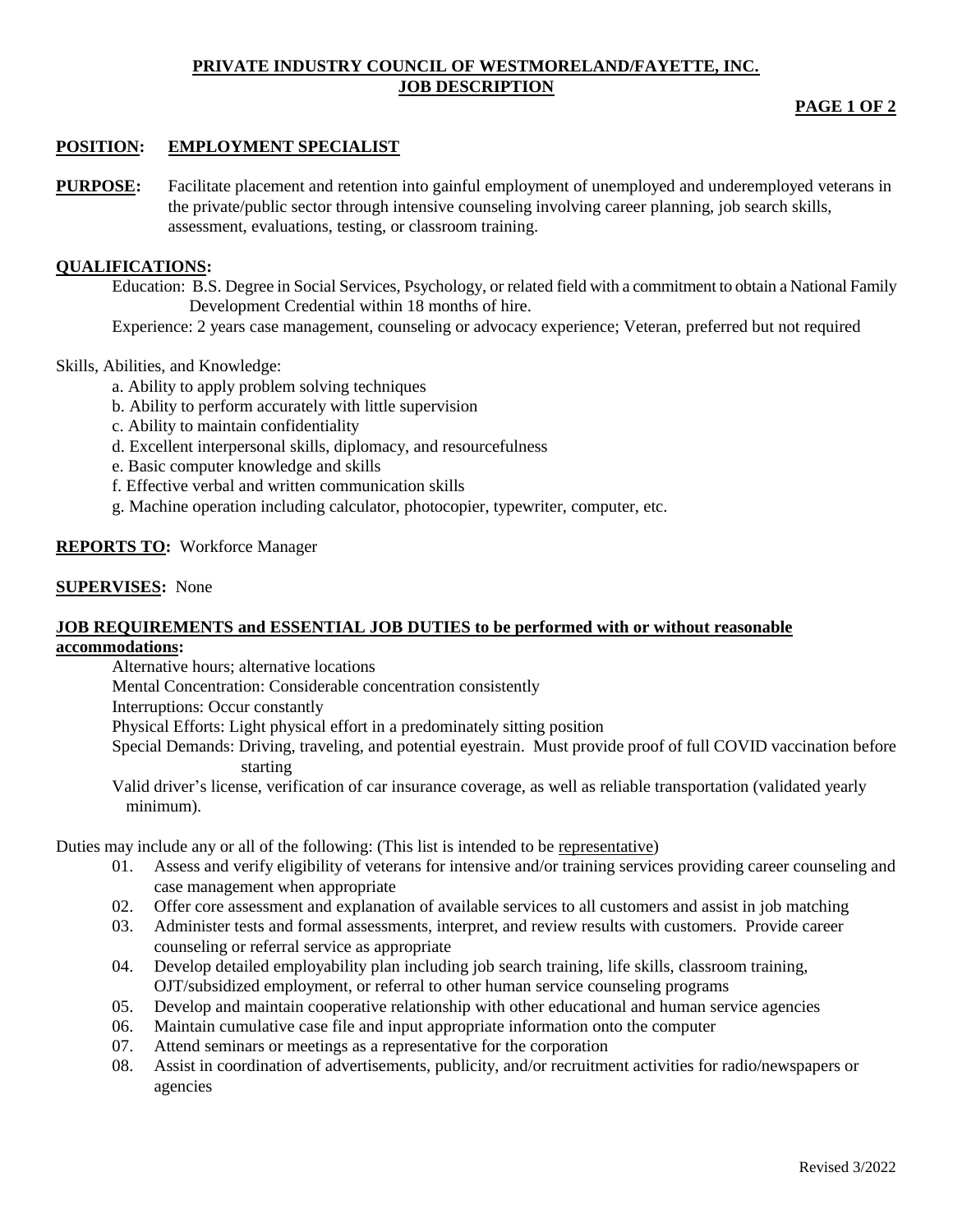# PRIVATE INDUSTRY COUNCIL OF WESTMORELAND/FAYETTE, INC.
## JOB DESCRIPTION

**POSITION: EMPLOYMENT SPECIALIST**

**PURPOSE:** Facilitate placement and retention into gainful employment of unemployed and underemployed veterans in the private/public sector through intensive counseling involving career planning, job search skills, assessment, evaluations, testing, or classroom training.

**QUALIFICATIONS:**

Education: B.S. Degree in Social Services, Psychology, or related field with a commitment to obtain a National Family Development Credential within 18 months of hire.

Experience: 2 years case management, counseling or advocacy experience; Veteran, preferred but not required

Skills, Abilities, and Knowledge:

a. Ability to apply problem solving techniques
b. Ability to perform accurately with little supervision
c. Ability to maintain confidentiality
d. Excellent interpersonal skills, diplomacy, and resourcefulness
e. Basic computer knowledge and skills
f. Effective verbal and written communication skills
g. Machine operation including calculator, photocopier, typewriter, computer, etc.

**REPORTS TO:** Workforce Manager

**SUPERVISES:** None

**JOB REQUIREMENTS and ESSENTIAL JOB DUTIES to be performed with or without reasonable accommodations:**

Alternative hours; alternative locations
Mental Concentration: Considerable concentration consistently
Interruptions: Occur constantly
Physical Efforts: Light physical effort in a predominately sitting position
Special Demands: Driving, traveling, and potential eyestrain. Must provide proof of full COVID vaccination before starting
Valid driver's license, verification of car insurance coverage, as well as reliable transportation (validated yearly minimum).

Duties may include any or all of the following: (This list is intended to be representative)

01. Assess and verify eligibility of veterans for intensive and/or training services providing career counseling and case management when appropriate
02. Offer core assessment and explanation of available services to all customers and assist in job matching
03. Administer tests and formal assessments, interpret, and review results with customers. Provide career counseling or referral service as appropriate
04. Develop detailed employability plan including job search training, life skills, classroom training, OJT/subsidized employment, or referral to other human service counseling programs
05. Develop and maintain cooperative relationship with other educational and human service agencies
06. Maintain cumulative case file and input appropriate information onto the computer
07. Attend seminars or meetings as a representative for the corporation
08. Assist in coordination of advertisements, publicity, and/or recruitment activities for radio/newspapers or agencies

Revised 3/2022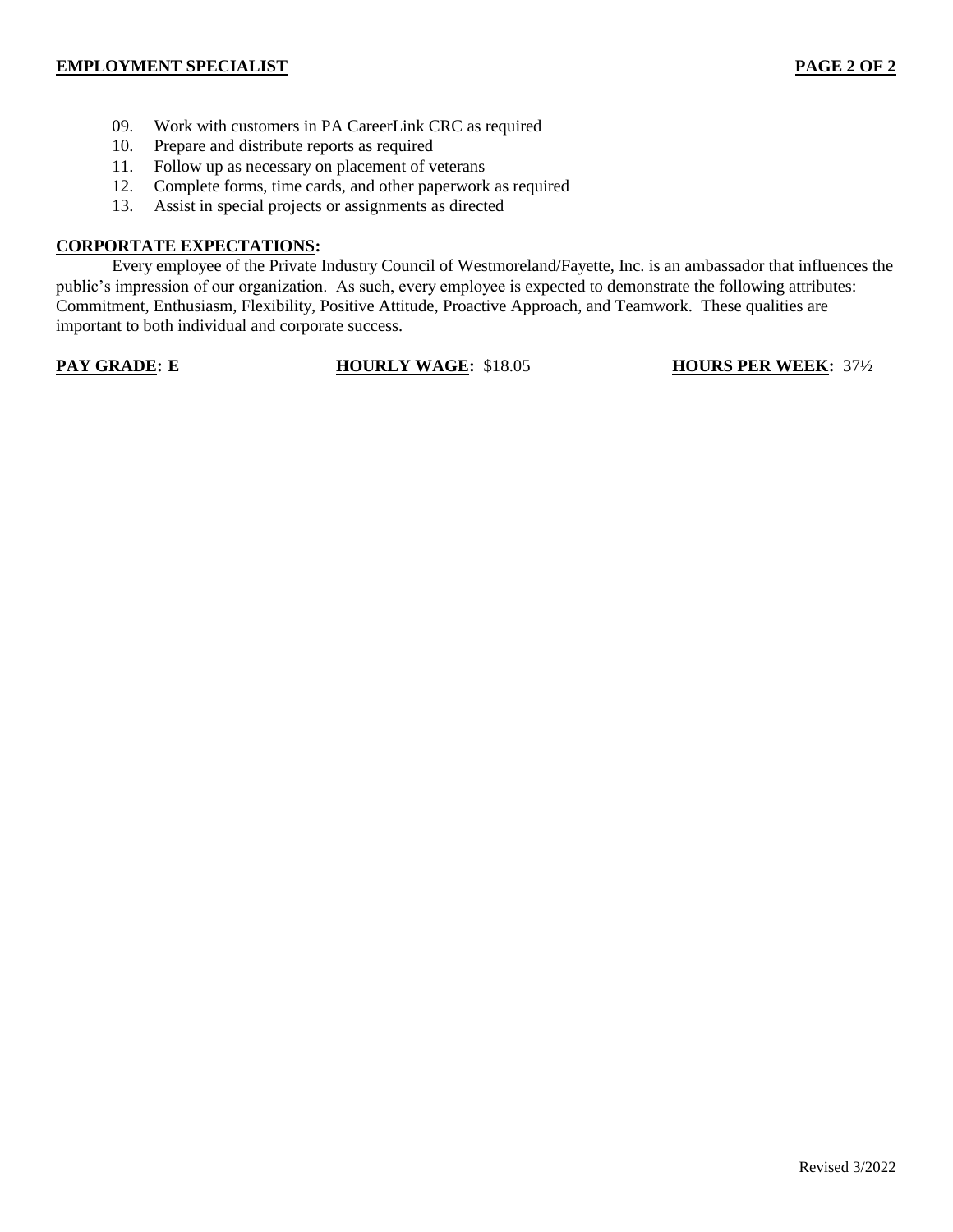09. Work with customers in PA CareerLink CRC as required
10. Prepare and distribute reports as required
11. Follow up as necessary on placement of veterans
12. Complete forms, time cards, and other paperwork as required
13. Assist in special projects or assignments as directed

**CORPORTATE EXPECTATIONS:**

Every employee of the Private Industry Council of Westmoreland/Fayette, Inc. is an ambassador that influences the public's impression of our organization. As such, every employee is expected to demonstrate the following attributes: Commitment, Enthusiasm, Flexibility, Positive Attitude, Proactive Approach, and Teamwork. These qualities are important to both individual and corporate success.

**PAY GRADE: E** **HOURLY WAGE:** $18.05 **HOURS PER WEEK:** 37½

Revised 3/2022